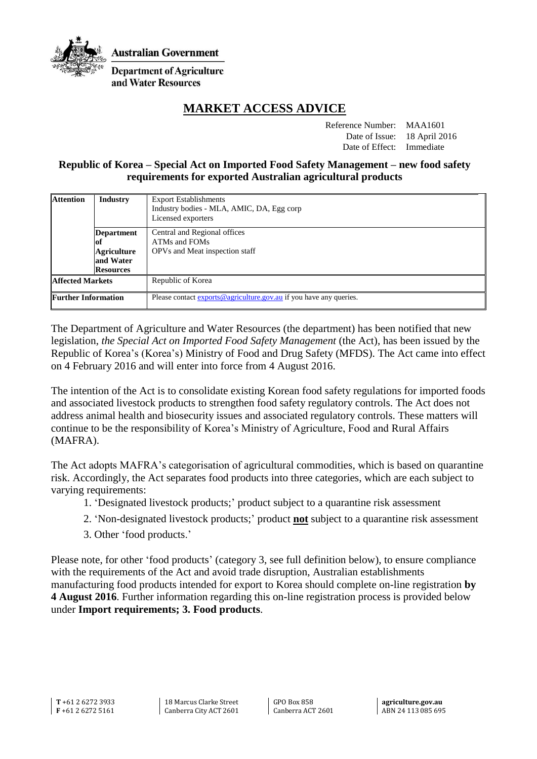Australian Government

Department of Agriculture and Water Resources

# MARKET ACCESS ADVICE

Reference Number: MAA1601
Date of Issue: 18 April 2016
Date of Effect: Immediate

## Republic of Korea – Special Act on Imported Food Safety Management – new food safety requirements for exported Australian agricultural products

| Attention | Industry | Export Establishments<br>Industry bodies - MLA, AMIC, DA, Egg corp<br>Licensed exporters |
|---|---|---|
| | Department of Agriculture and Water Resources | Central and Regional offices<br>ATMs and FOMs<br>OPVs and Meat inspection staff |
| Affected Markets | | Republic of Korea |
| Further Information | | Please contact exports@agriculture.gov.au if you have any queries. |

The Department of Agriculture and Water Resources (the department) has been notified that new legislation, *the Special Act on Imported Food Safety Management* (the Act), has been issued by the Republic of Korea's (Korea's) Ministry of Food and Drug Safety (MFDS). The Act came into effect on 4 February 2016 and will enter into force from 4 August 2016.

The intention of the Act is to consolidate existing Korean food safety regulations for imported foods and associated livestock products to strengthen food safety regulatory controls. The Act does not address animal health and biosecurity issues and associated regulatory controls. These matters will continue to be the responsibility of Korea's Ministry of Agriculture, Food and Rural Affairs (MAFRA).

The Act adopts MAFRA's categorisation of agricultural commodities, which is based on quarantine risk. Accordingly, the Act separates food products into three categories, which are each subject to varying requirements:

1. 'Designated livestock products;' product subject to a quarantine risk assessment
2. 'Non-designated livestock products;' product **not** subject to a quarantine risk assessment
3. Other 'food products.'

Please note, for other 'food products' (category 3, see full definition below), to ensure compliance with the requirements of the Act and avoid trade disruption, Australian establishments manufacturing food products intended for export to Korea should complete on-line registration **by 4 August 2016**. Further information regarding this on-line registration process is provided below under **Import requirements; 3. Food products**.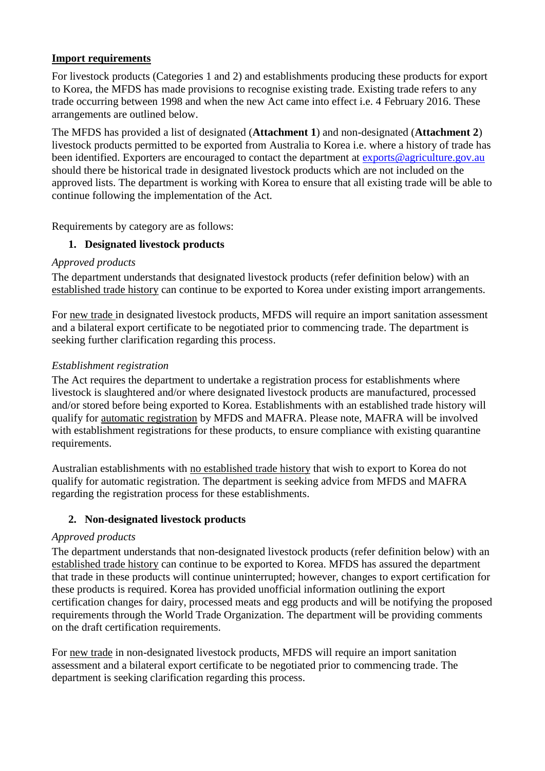**Import requirements**

For livestock products (Categories 1 and 2) and establishments producing these products for export to Korea, the MFDS has made provisions to recognise existing trade. Existing trade refers to any trade occurring between 1998 and when the new Act came into effect i.e. 4 February 2016. These arrangements are outlined below.

The MFDS has provided a list of designated (**Attachment 1**) and non-designated (**Attachment 2**) livestock products permitted to be exported from Australia to Korea i.e. where a history of trade has been identified. Exporters are encouraged to contact the department at exports@agriculture.gov.au should there be historical trade in designated livestock products which are not included on the approved lists. The department is working with Korea to ensure that all existing trade will be able to continue following the implementation of the Act.

Requirements by category are as follows:

1. **Designated livestock products**

*Approved products*

The department understands that designated livestock products (refer definition below) with an established trade history can continue to be exported to Korea under existing import arrangements.

For new trade in designated livestock products, MFDS will require an import sanitation assessment and a bilateral export certificate to be negotiated prior to commencing trade. The department is seeking further clarification regarding this process.

*Establishment registration*

The Act requires the department to undertake a registration process for establishments where livestock is slaughtered and/or where designated livestock products are manufactured, processed and/or stored before being exported to Korea. Establishments with an established trade history will qualify for automatic registration by MFDS and MAFRA. Please note, MAFRA will be involved with establishment registrations for these products, to ensure compliance with existing quarantine requirements.

Australian establishments with no established trade history that wish to export to Korea do not qualify for automatic registration. The department is seeking advice from MFDS and MAFRA regarding the registration process for these establishments.

2. **Non-designated livestock products**

*Approved products*

The department understands that non-designated livestock products (refer definition below) with an established trade history can continue to be exported to Korea. MFDS has assured the department that trade in these products will continue uninterrupted; however, changes to export certification for these products is required. Korea has provided unofficial information outlining the export certification changes for dairy, processed meats and egg products and will be notifying the proposed requirements through the World Trade Organization. The department will be providing comments on the draft certification requirements.

For new trade in non-designated livestock products, MFDS will require an import sanitation assessment and a bilateral export certificate to be negotiated prior to commencing trade. The department is seeking clarification regarding this process.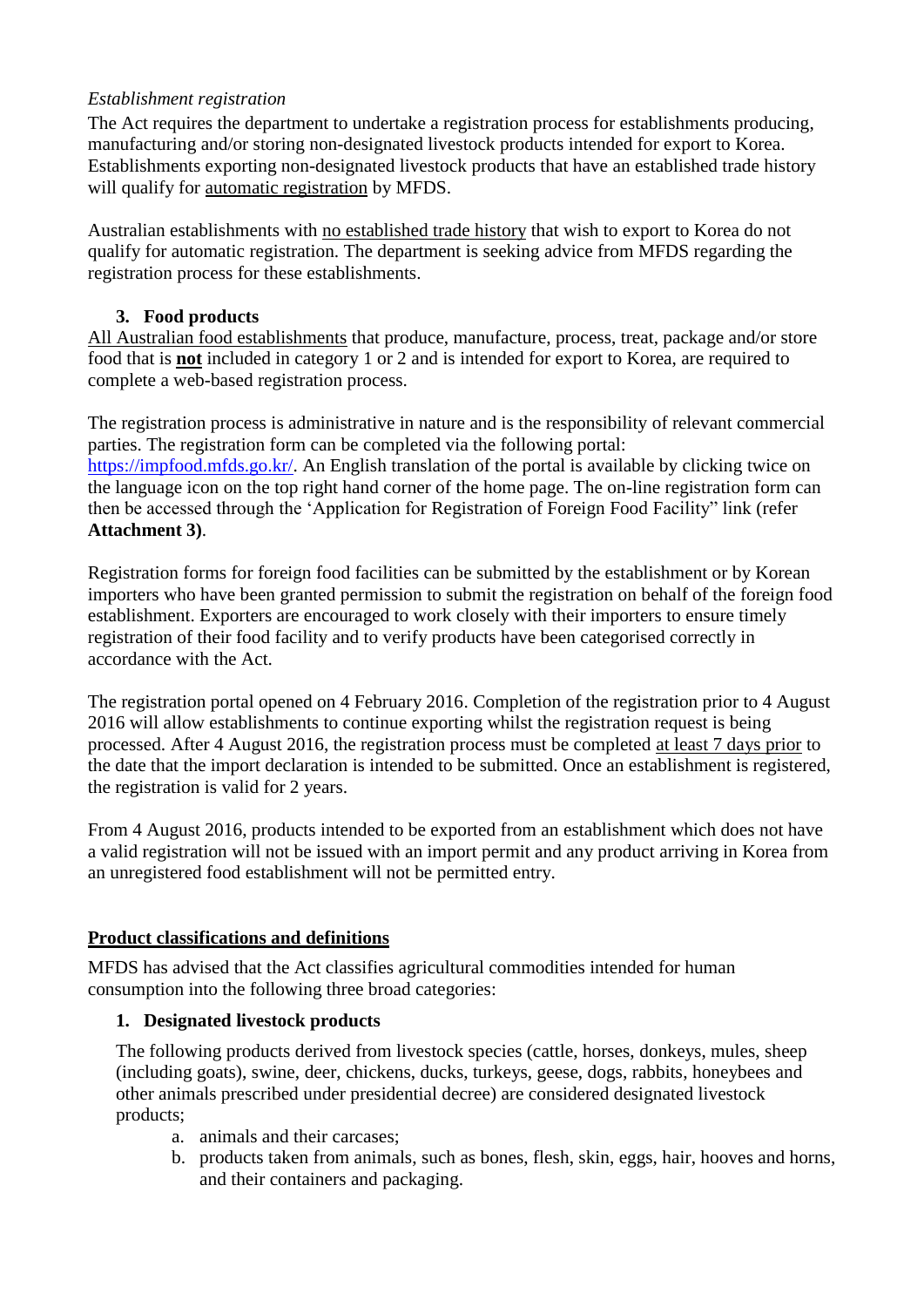*Establishment registration*

The Act requires the department to undertake a registration process for establishments producing, manufacturing and/or storing non-designated livestock products intended for export to Korea. Establishments exporting non-designated livestock products that have an established trade history will qualify for <u>automatic registration</u> by MFDS.

Australian establishments with <u>no established trade history</u> that wish to export to Korea do not qualify for automatic registration. The department is seeking advice from MFDS regarding the registration process for these establishments.

### 3. Food products

<u>All Australian food establishments</u> that produce, manufacture, process, treat, package and/or store food that is <u>**not**</u> included in category 1 or 2 and is intended for export to Korea, are required to complete a web-based registration process.

The registration process is administrative in nature and is the responsibility of relevant commercial parties. The registration form can be completed via the following portal: [https://impfood.mfds.go.kr/](https://impfood.mfds.go.kr/). An English translation of the portal is available by clicking twice on the language icon on the top right hand corner of the home page. The on-line registration form can then be accessed through the 'Application for Registration of Foreign Food Facility" link (refer **Attachment 3)**.

Registration forms for foreign food facilities can be submitted by the establishment or by Korean importers who have been granted permission to submit the registration on behalf of the foreign food establishment. Exporters are encouraged to work closely with their importers to ensure timely registration of their food facility and to verify products have been categorised correctly in accordance with the Act.

The registration portal opened on 4 February 2016. Completion of the registration prior to 4 August 2016 will allow establishments to continue exporting whilst the registration request is being processed. After 4 August 2016, the registration process must be completed <u>at least 7 days prior</u> to the date that the import declaration is intended to be submitted. Once an establishment is registered, the registration is valid for 2 years.

From 4 August 2016, products intended to be exported from an establishment which does not have a valid registration will not be issued with an import permit and any product arriving in Korea from an unregistered food establishment will not be permitted entry.

## <u>Product classifications and definitions</u>

MFDS has advised that the Act classifies agricultural commodities intended for human consumption into the following three broad categories:

### 1. Designated livestock products

The following products derived from livestock species (cattle, horses, donkeys, mules, sheep (including goats), swine, deer, chickens, ducks, turkeys, geese, dogs, rabbits, honeybees and other animals prescribed under presidential decree) are considered designated livestock products;

a. animals and their carcases;
b. products taken from animals, such as bones, flesh, skin, eggs, hair, hooves and horns, and their containers and packaging.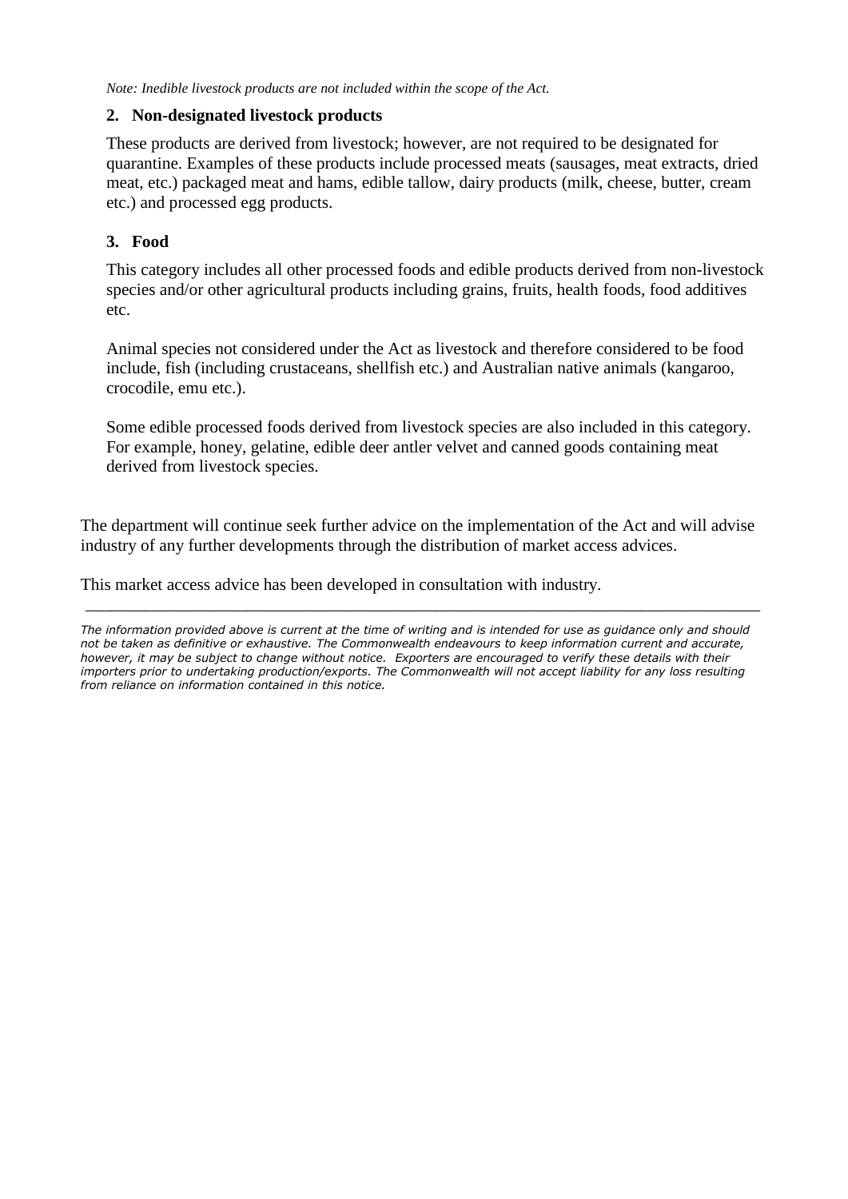*Note: Inedible livestock products are not included within the scope of the Act.*

2. **Non-designated livestock products**

   These products are derived from livestock; however, are not required to be designated for quarantine. Examples of these products include processed meats (sausages, meat extracts, dried meat, etc.) packaged meat and hams, edible tallow, dairy products (milk, cheese, butter, cream etc.) and processed egg products.

3. **Food**

   This category includes all other processed foods and edible products derived from non-livestock species and/or other agricultural products including grains, fruits, health foods, food additives etc.

   Animal species not considered under the Act as livestock and therefore considered to be food include, fish (including crustaceans, shellfish etc.) and Australian native animals (kangaroo, crocodile, emu etc.).

   Some edible processed foods derived from livestock species are also included in this category. For example, honey, gelatine, edible deer antler velvet and canned goods containing meat derived from livestock species.

The department will continue seek further advice on the implementation of the Act and will advise industry of any further developments through the distribution of market access advices.

This market access advice has been developed in consultation with industry.

---

*The information provided above is current at the time of writing and is intended for use as guidance only and should not be taken as definitive or exhaustive. The Commonwealth endeavours to keep information current and accurate, however, it may be subject to change without notice. Exporters are encouraged to verify these details with their importers prior to undertaking production/exports. The Commonwealth will not accept liability for any loss resulting from reliance on information contained in this notice.*